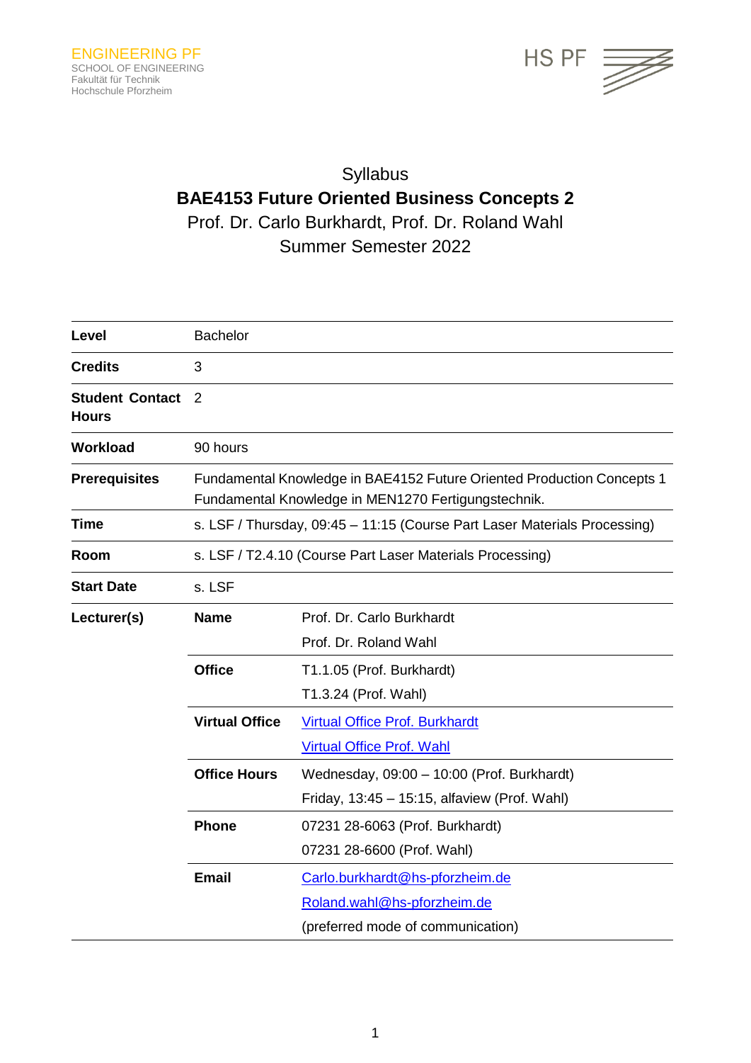ENGINEERING PF
SCHOOL OF ENGINEERING
Fakultät für Technik
Hochschule Pforzheim

HS PF

# Syllabus

## BAE4153 Future Oriented Business Concepts 2

Prof. Dr. Carlo Burkhardt, Prof. Dr. Roland Wahl

Summer Semester 2022

| | | |
|---|---|---|
| **Level** | Bachelor | |
| **Credits** | 3 | |
| **Student Contact Hours** | 2 | |
| **Workload** | 90 hours | |
| **Prerequisites** | Fundamental Knowledge in BAE4152 Future Oriented Production Concepts 1<br>Fundamental Knowledge in MEN1270 Fertigungstechnik. | |
| **Time** | s. LSF / Thursday, 09:45 – 11:15 (Course Part Laser Materials Processing) | |
| **Room** | s. LSF / T2.4.10 (Course Part Laser Materials Processing) | |
| **Start Date** | s. LSF | |
| **Lecturer(s)** | **Name** | Prof. Dr. Carlo Burkhardt<br>Prof. Dr. Roland Wahl |
| | **Office** | T1.1.05 (Prof. Burkhardt)<br>T1.3.24 (Prof. Wahl) |
| | **Virtual Office** | Virtual Office Prof. Burkhardt<br>Virtual Office Prof. Wahl |
| | **Office Hours** | Wednesday, 09:00 – 10:00 (Prof. Burkhardt)<br>Friday, 13:45 – 15:15, alfaview (Prof. Wahl) |
| | **Phone** | 07231 28-6063 (Prof. Burkhardt)<br>07231 28-6600 (Prof. Wahl) |
| | **Email** | Carlo.burkhardt@hs-pforzheim.de<br>Roland.wahl@hs-pforzheim.de<br>(preferred mode of communication) |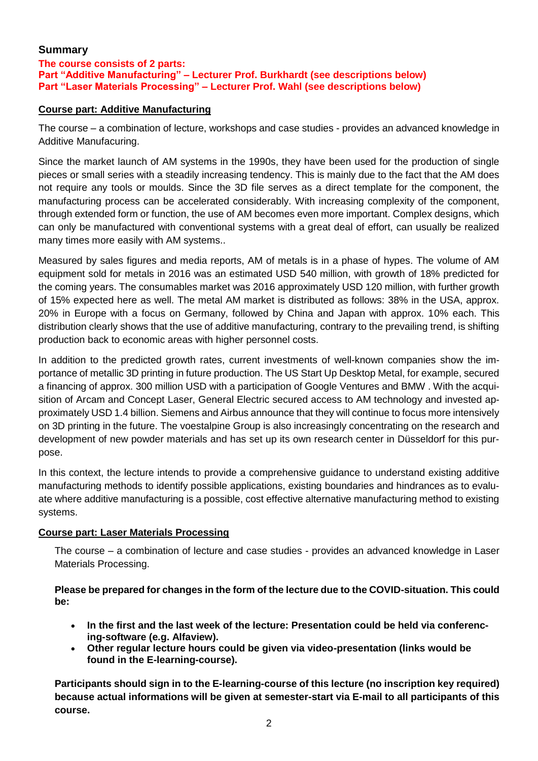## Summary

**The course consists of 2 parts:**
**Part "Additive Manufacturing" – Lecturer Prof. Burkhardt (see descriptions below)**
**Part "Laser Materials Processing" – Lecturer Prof. Wahl (see descriptions below)**

### Course part: Additive Manufacturing

The course – a combination of lecture, workshops and case studies - provides an advanced knowledge in Additive Manufacuring.

Since the market launch of AM systems in the 1990s, they have been used for the production of single pieces or small series with a steadily increasing tendency. This is mainly due to the fact that the AM does not require any tools or moulds. Since the 3D file serves as a direct template for the component, the manufacturing process can be accelerated considerably. With increasing complexity of the component, through extended form or function, the use of AM becomes even more important. Complex designs, which can only be manufactured with conventional systems with a great deal of effort, can usually be realized many times more easily with AM systems..

Measured by sales figures and media reports, AM of metals is in a phase of hypes. The volume of AM equipment sold for metals in 2016 was an estimated USD 540 million, with growth of 18% predicted for the coming years. The consumables market was 2016 approximately USD 120 million, with further growth of 15% expected here as well. The metal AM market is distributed as follows: 38% in the USA, approx. 20% in Europe with a focus on Germany, followed by China and Japan with approx. 10% each. This distribution clearly shows that the use of additive manufacturing, contrary to the prevailing trend, is shifting production back to economic areas with higher personnel costs.

In addition to the predicted growth rates, current investments of well-known companies show the importance of metallic 3D printing in future production. The US Start Up Desktop Metal, for example, secured a financing of approx. 300 million USD with a participation of Google Ventures and BMW . With the acquisition of Arcam and Concept Laser, General Electric secured access to AM technology and invested approximately USD 1.4 billion. Siemens and Airbus announce that they will continue to focus more intensively on 3D printing in the future. The voestalpine Group is also increasingly concentrating on the research and development of new powder materials and has set up its own research center in Düsseldorf for this purpose.

In this context, the lecture intends to provide a comprehensive guidance to understand existing additive manufacturing methods to identify possible applications, existing boundaries and hindrances as to evaluate where additive manufacturing is a possible, cost effective alternative manufacturing method to existing systems.

### Course part: Laser Materials Processing

The course – a combination of lecture and case studies - provides an advanced knowledge in Laser Materials Processing.

**Please be prepared for changes in the form of the lecture due to the COVID-situation. This could be:**

- **In the first and the last week of the lecture: Presentation could be held via conferencing-software (e.g. Alfaview).**
- **Other regular lecture hours could be given via video-presentation (links would be found in the E-learning-course).**

**Participants should sign in to the E-learning-course of this lecture (no inscription key required) because actual informations will be given at semester-start via E-mail to all participants of this course.**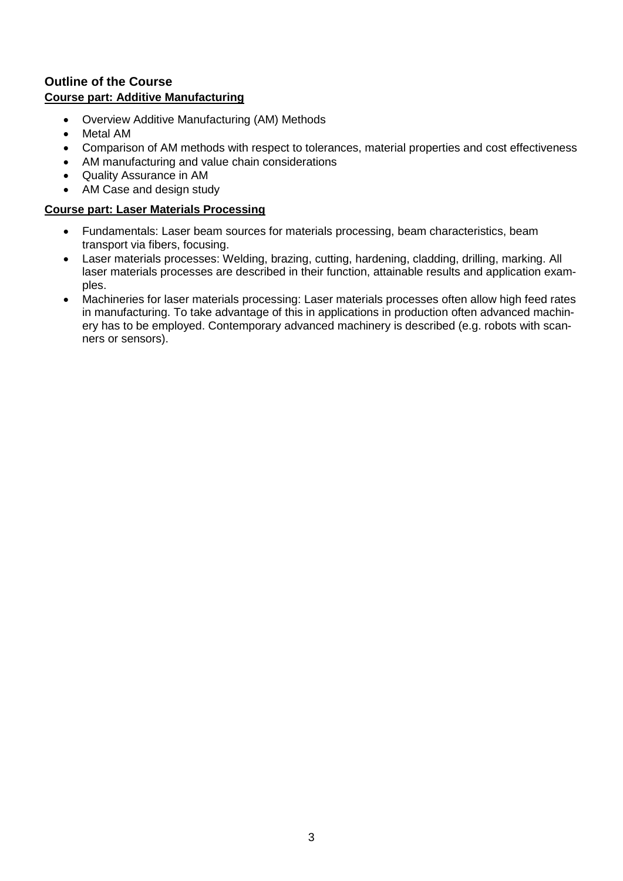## Outline of the Course

### Course part: Additive Manufacturing

- Overview Additive Manufacturing (AM) Methods
- Metal AM
- Comparison of AM methods with respect to tolerances, material properties and cost effectiveness
- AM manufacturing and value chain considerations
- Quality Assurance in AM
- AM Case and design study

### Course part: Laser Materials Processing

- Fundamentals: Laser beam sources for materials processing, beam characteristics, beam transport via fibers, focusing.
- Laser materials processes: Welding, brazing, cutting, hardening, cladding, drilling, marking. All laser materials processes are described in their function, attainable results and application examples.
- Machineries for laser materials processing: Laser materials processes often allow high feed rates in manufacturing. To take advantage of this in applications in production often advanced machinery has to be employed. Contemporary advanced machinery is described (e.g. robots with scanners or sensors).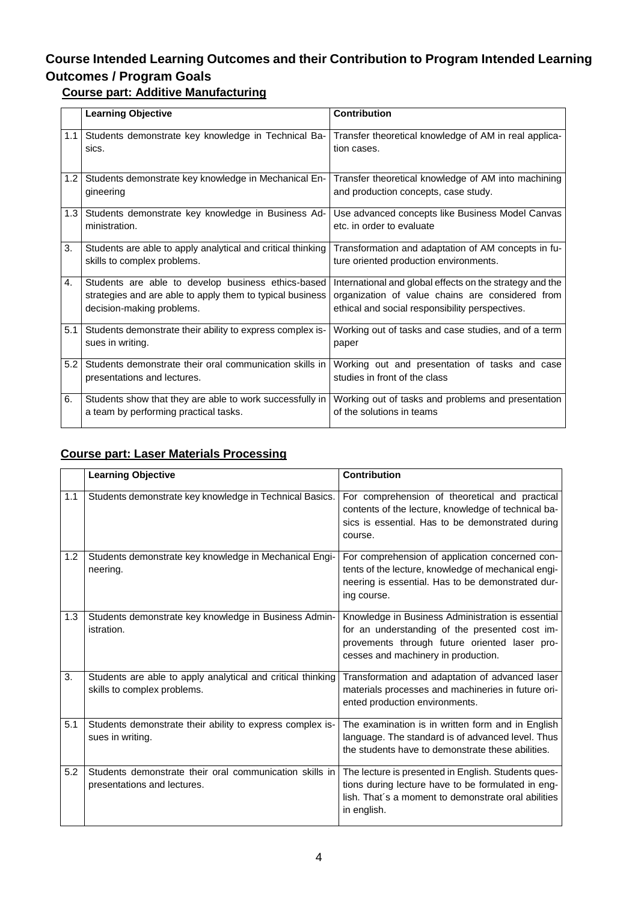## Course Intended Learning Outcomes and their Contribution to Program Intended Learning Outcomes / Program Goals

### Course part: Additive Manufacturing

| | Learning Objective | Contribution |
|---|---|---|
| 1.1 | Students demonstrate key knowledge in Technical Basics. | Transfer theoretical knowledge of AM in real application cases. |
| 1.2 | Students demonstrate key knowledge in Mechanical Engineering | Transfer theoretical knowledge of AM into machining and production concepts, case study. |
| 1.3 | Students demonstrate key knowledge in Business Administration. | Use advanced concepts like Business Model Canvas etc. in order to evaluate |
| 3. | Students are able to apply analytical and critical thinking skills to complex problems. | Transformation and adaptation of AM concepts in future oriented production environments. |
| 4. | Students are able to develop business ethics-based strategies and are able to apply them to typical business decision-making problems. | International and global effects on the strategy and the organization of value chains are considered from ethical and social responsibility perspectives. |
| 5.1 | Students demonstrate their ability to express complex issues in writing. | Working out of tasks and case studies, and of a term paper |
| 5.2 | Students demonstrate their oral communication skills in presentations and lectures. | Working out and presentation of tasks and case studies in front of the class |
| 6. | Students show that they are able to work successfully in a team by performing practical tasks. | Working out of tasks and problems and presentation of the solutions in teams |

### Course part: Laser Materials Processing

| | Learning Objective | Contribution |
|---|---|---|
| 1.1 | Students demonstrate key knowledge in Technical Basics. | For comprehension of theoretical and practical contents of the lecture, knowledge of technical basics is essential. Has to be demonstrated during course. |
| 1.2 | Students demonstrate key knowledge in Mechanical Engineering. | For comprehension of application concerned contents of the lecture, knowledge of mechanical engineering is essential. Has to be demonstrated during course. |
| 1.3 | Students demonstrate key knowledge in Business Administration. | Knowledge in Business Administration is essential for an understanding of the presented cost improvements through future oriented laser processes and machinery in production. |
| 3. | Students are able to apply analytical and critical thinking skills to complex problems. | Transformation and adaptation of advanced laser materials processes and machineries in future oriented production environments. |
| 5.1 | Students demonstrate their ability to express complex issues in writing. | The examination is in written form and in English language. The standard is of advanced level. Thus the students have to demonstrate these abilities. |
| 5.2 | Students demonstrate their oral communication skills in presentations and lectures. | The lecture is presented in English. Students questions during lecture have to be formulated in english. That´s a moment to demonstrate oral abilities in english. |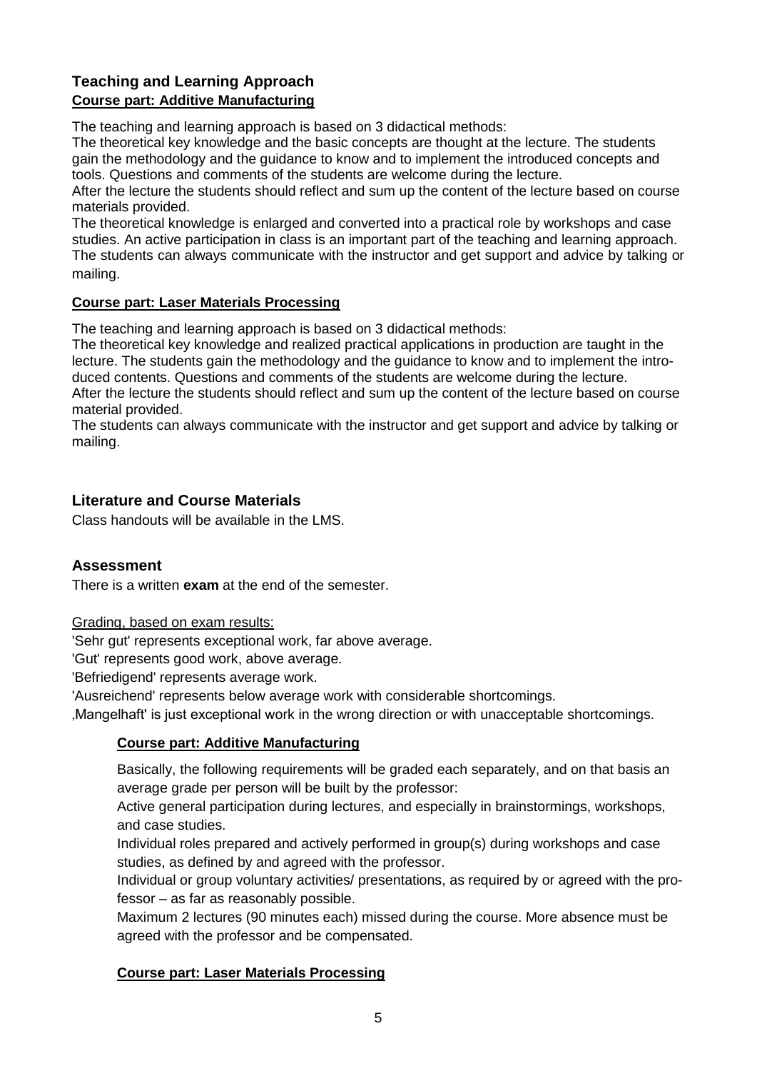## Teaching and Learning Approach

**Course part: Additive Manufacturing**

The teaching and learning approach is based on 3 didactical methods:

The theoretical key knowledge and the basic concepts are thought at the lecture. The students gain the methodology and the guidance to know and to implement the introduced concepts and tools. Questions and comments of the students are welcome during the lecture.

After the lecture the students should reflect and sum up the content of the lecture based on course materials provided.

The theoretical knowledge is enlarged and converted into a practical role by workshops and case studies. An active participation in class is an important part of the teaching and learning approach.

The students can always communicate with the instructor and get support and advice by talking or mailing.

**Course part: Laser Materials Processing**

The teaching and learning approach is based on 3 didactical methods:

The theoretical key knowledge and realized practical applications in production are taught in the lecture. The students gain the methodology and the guidance to know and to implement the introduced contents. Questions and comments of the students are welcome during the lecture.

After the lecture the students should reflect and sum up the content of the lecture based on course material provided.

The students can always communicate with the instructor and get support and advice by talking or mailing.

## Literature and Course Materials

Class handouts will be available in the LMS.

## Assessment

There is a written **exam** at the end of the semester.

Grading, based on exam results:

'Sehr gut' represents exceptional work, far above average.

'Gut' represents good work, above average.

'Befriedigend' represents average work.

'Ausreichend' represents below average work with considerable shortcomings.

‚Mangelhaft' is just exceptional work in the wrong direction or with unacceptable shortcomings.

**Course part: Additive Manufacturing**

Basically, the following requirements will be graded each separately, and on that basis an average grade per person will be built by the professor:

Active general participation during lectures, and especially in brainstormings, workshops, and case studies.

Individual roles prepared and actively performed in group(s) during workshops and case studies, as defined by and agreed with the professor.

Individual or group voluntary activities/ presentations, as required by or agreed with the professor – as far as reasonably possible.

Maximum 2 lectures (90 minutes each) missed during the course. More absence must be agreed with the professor and be compensated.

**Course part: Laser Materials Processing**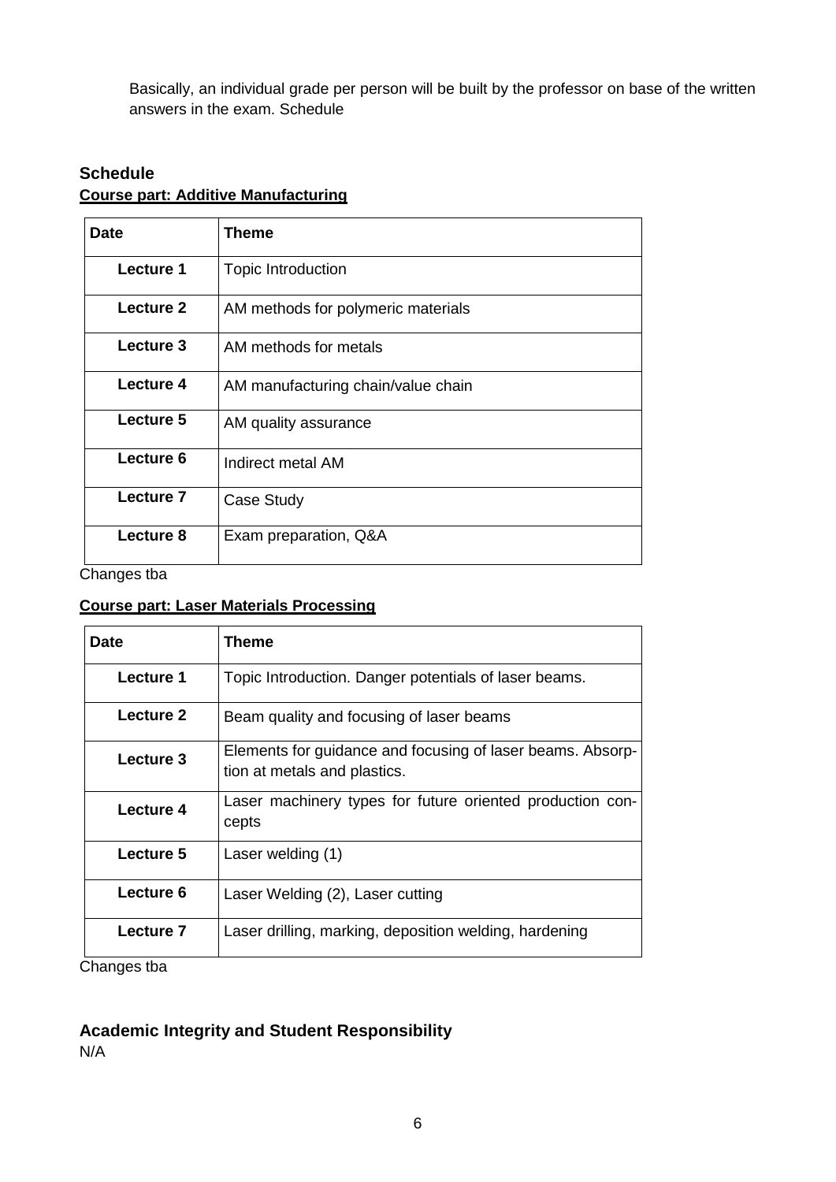Basically, an individual grade per person will be built by the professor on base of the written answers in the exam. Schedule

## Schedule

**Course part: Additive Manufacturing**

| Date | Theme |
|---|---|
| **Lecture 1** | Topic Introduction |
| **Lecture 2** | AM methods for polymeric materials |
| **Lecture 3** | AM methods for metals |
| **Lecture 4** | AM manufacturing chain/value chain |
| **Lecture 5** | AM quality assurance |
| **Lecture 6** | Indirect metal AM |
| **Lecture 7** | Case Study |
| **Lecture 8** | Exam preparation, Q&A |

Changes tba

**Course part: Laser Materials Processing**

| Date | Theme |
|---|---|
| **Lecture 1** | Topic Introduction. Danger potentials of laser beams. |
| **Lecture 2** | Beam quality and focusing of laser beams |
| **Lecture 3** | Elements for guidance and focusing of laser beams. Absorption at metals and plastics. |
| **Lecture 4** | Laser machinery types for future oriented production concepts |
| **Lecture 5** | Laser welding (1) |
| **Lecture 6** | Laser Welding (2), Laser cutting |
| **Lecture 7** | Laser drilling, marking, deposition welding, hardening |

Changes tba

## Academic Integrity and Student Responsibility

N/A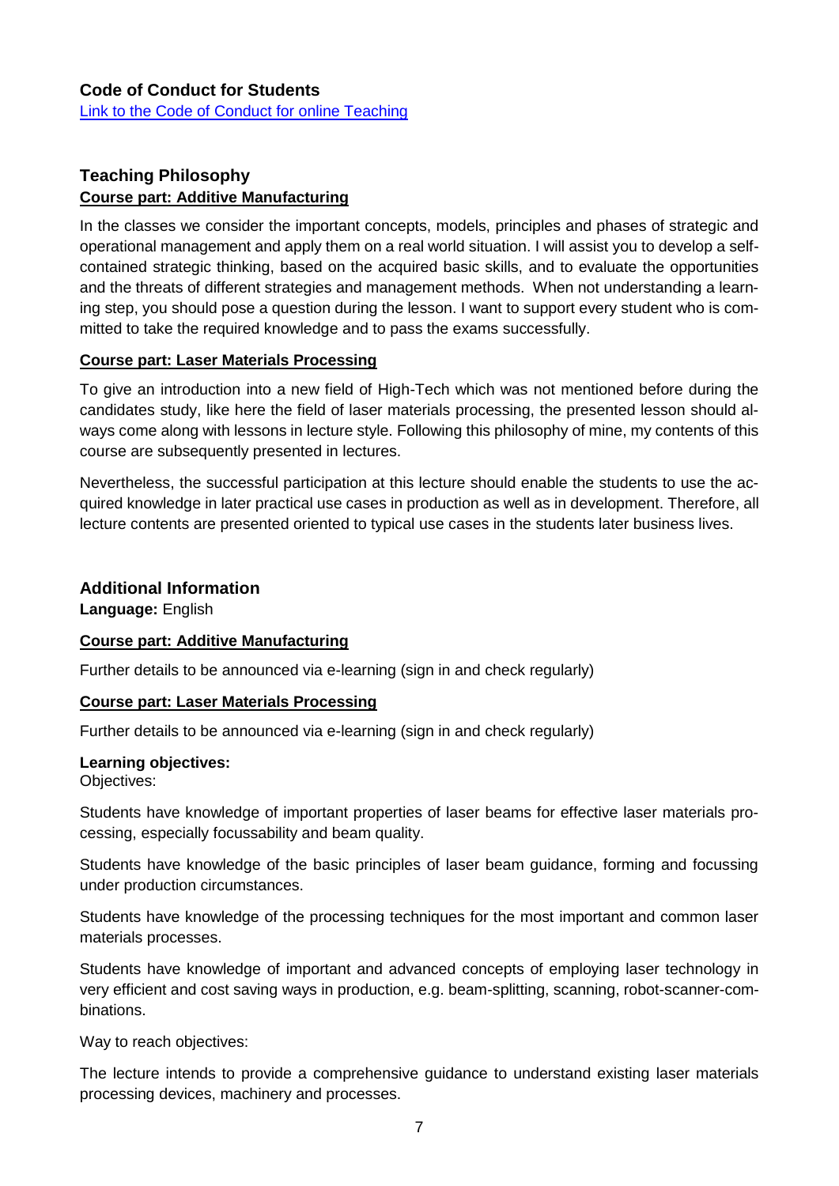## Code of Conduct for Students

[Link to the Code of Conduct for online Teaching]

## Teaching Philosophy

**Course part: Additive Manufacturing**

In the classes we consider the important concepts, models, principles and phases of strategic and operational management and apply them on a real world situation. I will assist you to develop a self-contained strategic thinking, based on the acquired basic skills, and to evaluate the opportunities and the threats of different strategies and management methods. When not understanding a learning step, you should pose a question during the lesson. I want to support every student who is committed to take the required knowledge and to pass the exams successfully.

**Course part: Laser Materials Processing**

To give an introduction into a new field of High-Tech which was not mentioned before during the candidates study, like here the field of laser materials processing, the presented lesson should always come along with lessons in lecture style. Following this philosophy of mine, my contents of this course are subsequently presented in lectures.

Nevertheless, the successful participation at this lecture should enable the students to use the acquired knowledge in later practical use cases in production as well as in development. Therefore, all lecture contents are presented oriented to typical use cases in the students later business lives.

## Additional Information

**Language:** English

**Course part: Additive Manufacturing**

Further details to be announced via e-learning (sign in and check regularly)

**Course part: Laser Materials Processing**

Further details to be announced via e-learning (sign in and check regularly)

**Learning objectives:**

Objectives:

Students have knowledge of important properties of laser beams for effective laser materials processing, especially focussability and beam quality.

Students have knowledge of the basic principles of laser beam guidance, forming and focussing under production circumstances.

Students have knowledge of the processing techniques for the most important and common laser materials processes.

Students have knowledge of important and advanced concepts of employing laser technology in very efficient and cost saving ways in production, e.g. beam-splitting, scanning, robot-scanner-combinations.

Way to reach objectives:

The lecture intends to provide a comprehensive guidance to understand existing laser materials processing devices, machinery and processes.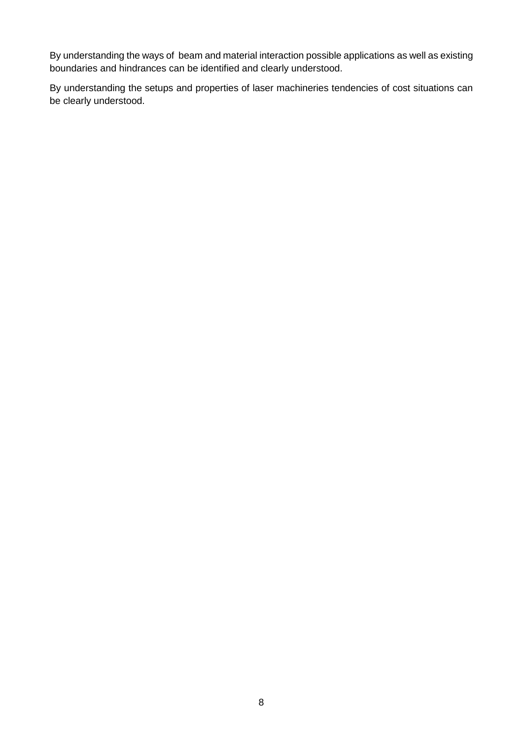By understanding the ways of beam and material interaction possible applications as well as existing boundaries and hindrances can be identified and clearly understood.

By understanding the setups and properties of laser machineries tendencies of cost situations can be clearly understood.